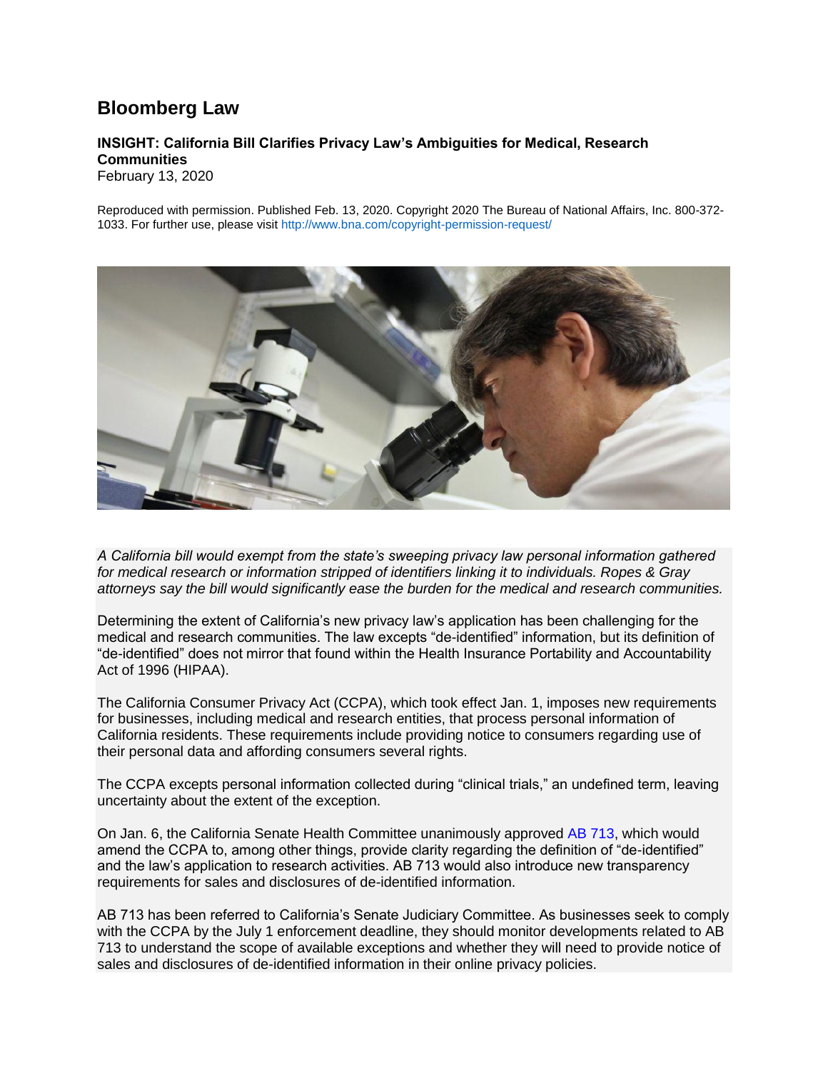# Bloomberg Law

**INSIGHT: California Bill Clarifies Privacy Law's Ambiguities for Medical, Research Communities**

February 13, 2020

Reproduced with permission. Published Feb. 13, 2020. Copyright 2020 The Bureau of National Affairs, Inc. 800-372-1033. For further use, please visit http://www.bna.com/copyright-permission-request/

*A California bill would exempt from the state's sweeping privacy law personal information gathered for medical research or information stripped of identifiers linking it to individuals. Ropes & Gray attorneys say the bill would significantly ease the burden for the medical and research communities.*

Determining the extent of California's new privacy law's application has been challenging for the medical and research communities. The law excepts "de-identified" information, but its definition of "de-identified" does not mirror that found within the Health Insurance Portability and Accountability Act of 1996 (HIPAA).

The California Consumer Privacy Act (CCPA), which took effect Jan. 1, imposes new requirements for businesses, including medical and research entities, that process personal information of California residents. These requirements include providing notice to consumers regarding use of their personal data and affording consumers several rights.

The CCPA excepts personal information collected during "clinical trials," an undefined term, leaving uncertainty about the extent of the exception.

On Jan. 6, the California Senate Health Committee unanimously approved AB 713, which would amend the CCPA to, among other things, provide clarity regarding the definition of "de-identified" and the law's application to research activities. AB 713 would also introduce new transparency requirements for sales and disclosures of de-identified information.

AB 713 has been referred to California's Senate Judiciary Committee. As businesses seek to comply with the CCPA by the July 1 enforcement deadline, they should monitor developments related to AB 713 to understand the scope of available exceptions and whether they will need to provide notice of sales and disclosures of de-identified information in their online privacy policies.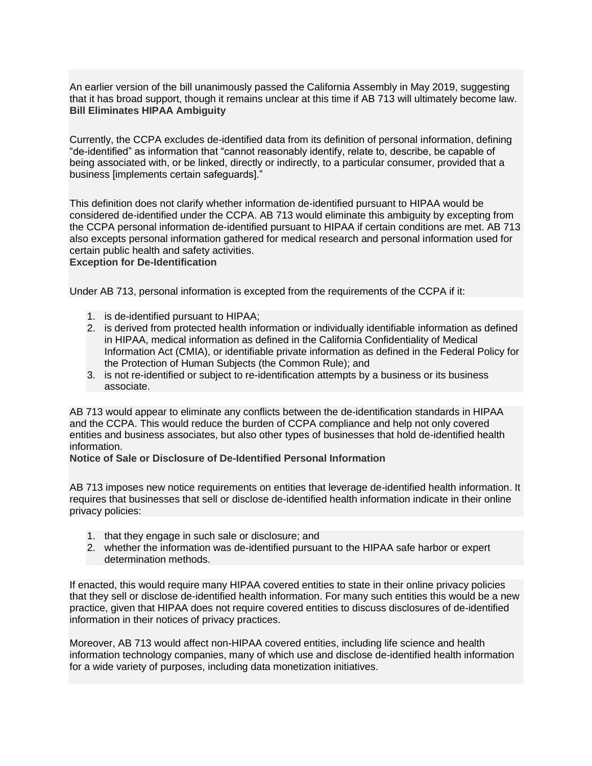An earlier version of the bill unanimously passed the California Assembly in May 2019, suggesting that it has broad support, though it remains unclear at this time if AB 713 will ultimately become law.

### Bill Eliminates HIPAA Ambiguity

Currently, the CCPA excludes de-identified data from its definition of personal information, defining "de-identified" as information that "cannot reasonably identify, relate to, describe, be capable of being associated with, or be linked, directly or indirectly, to a particular consumer, provided that a business [implements certain safeguards]."

This definition does not clarify whether information de-identified pursuant to HIPAA would be considered de-identified under the CCPA. AB 713 would eliminate this ambiguity by excepting from the CCPA personal information de-identified pursuant to HIPAA if certain conditions are met. AB 713 also excepts personal information gathered for medical research and personal information used for certain public health and safety activities.

### Exception for De-Identification

Under AB 713, personal information is excepted from the requirements of the CCPA if it:

1. is de-identified pursuant to HIPAA;
2. is derived from protected health information or individually identifiable information as defined in HIPAA, medical information as defined in the California Confidentiality of Medical Information Act (CMIA), or identifiable private information as defined in the Federal Policy for the Protection of Human Subjects (the Common Rule); and
3. is not re-identified or subject to re-identification attempts by a business or its business associate.

AB 713 would appear to eliminate any conflicts between the de-identification standards in HIPAA and the CCPA. This would reduce the burden of CCPA compliance and help not only covered entities and business associates, but also other types of businesses that hold de-identified health information.

### Notice of Sale or Disclosure of De-Identified Personal Information

AB 713 imposes new notice requirements on entities that leverage de-identified health information. It requires that businesses that sell or disclose de-identified health information indicate in their online privacy policies:

1. that they engage in such sale or disclosure; and
2. whether the information was de-identified pursuant to the HIPAA safe harbor or expert determination methods.

If enacted, this would require many HIPAA covered entities to state in their online privacy policies that they sell or disclose de-identified health information. For many such entities this would be a new practice, given that HIPAA does not require covered entities to discuss disclosures of de-identified information in their notices of privacy practices.

Moreover, AB 713 would affect non-HIPAA covered entities, including life science and health information technology companies, many of which use and disclose de-identified health information for a wide variety of purposes, including data monetization initiatives.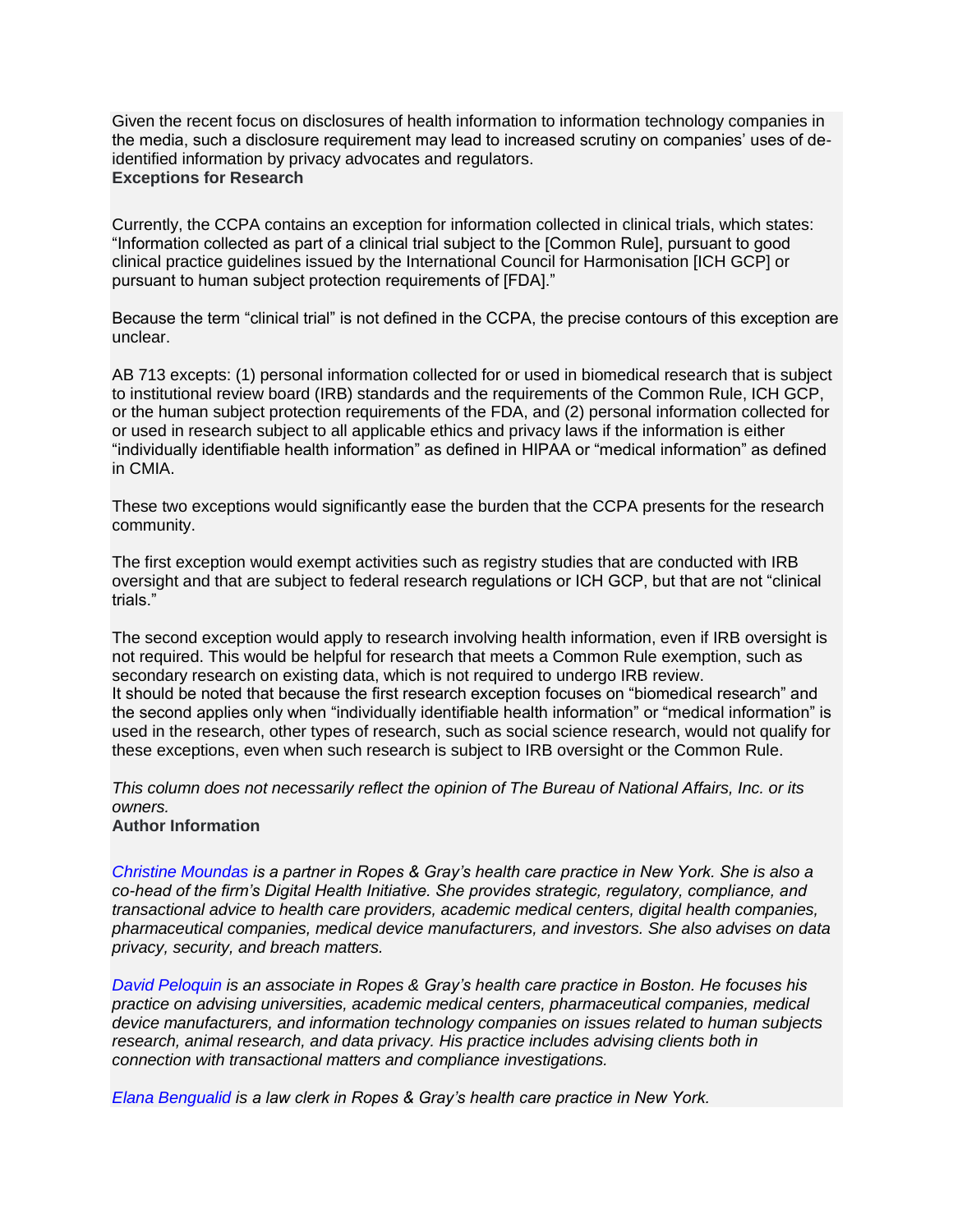Given the recent focus on disclosures of health information to information technology companies in the media, such a disclosure requirement may lead to increased scrutiny on companies' uses of de-identified information by privacy advocates and regulators.

**Exceptions for Research**

Currently, the CCPA contains an exception for information collected in clinical trials, which states: "Information collected as part of a clinical trial subject to the [Common Rule], pursuant to good clinical practice guidelines issued by the International Council for Harmonisation [ICH GCP] or pursuant to human subject protection requirements of [FDA]."

Because the term "clinical trial" is not defined in the CCPA, the precise contours of this exception are unclear.

AB 713 excepts: (1) personal information collected for or used in biomedical research that is subject to institutional review board (IRB) standards and the requirements of the Common Rule, ICH GCP, or the human subject protection requirements of the FDA, and (2) personal information collected for or used in research subject to all applicable ethics and privacy laws if the information is either "individually identifiable health information" as defined in HIPAA or "medical information" as defined in CMIA.

These two exceptions would significantly ease the burden that the CCPA presents for the research community.

The first exception would exempt activities such as registry studies that are conducted with IRB oversight and that are subject to federal research regulations or ICH GCP, but that are not "clinical trials."

The second exception would apply to research involving health information, even if IRB oversight is not required. This would be helpful for research that meets a Common Rule exemption, such as secondary research on existing data, which is not required to undergo IRB review.
It should be noted that because the first research exception focuses on "biomedical research" and the second applies only when "individually identifiable health information" or "medical information" is used in the research, other types of research, such as social science research, would not qualify for these exceptions, even when such research is subject to IRB oversight or the Common Rule.

*This column does not necessarily reflect the opinion of The Bureau of National Affairs, Inc. or its owners.*

**Author Information**

*Christine Moundas is a partner in Ropes & Gray's health care practice in New York. She is also a co-head of the firm's Digital Health Initiative. She provides strategic, regulatory, compliance, and transactional advice to health care providers, academic medical centers, digital health companies, pharmaceutical companies, medical device manufacturers, and investors. She also advises on data privacy, security, and breach matters.*

*David Peloquin is an associate in Ropes & Gray's health care practice in Boston. He focuses his practice on advising universities, academic medical centers, pharmaceutical companies, medical device manufacturers, and information technology companies on issues related to human subjects research, animal research, and data privacy. His practice includes advising clients both in connection with transactional matters and compliance investigations.*

*Elana Bengualid is a law clerk in Ropes & Gray's health care practice in New York.*